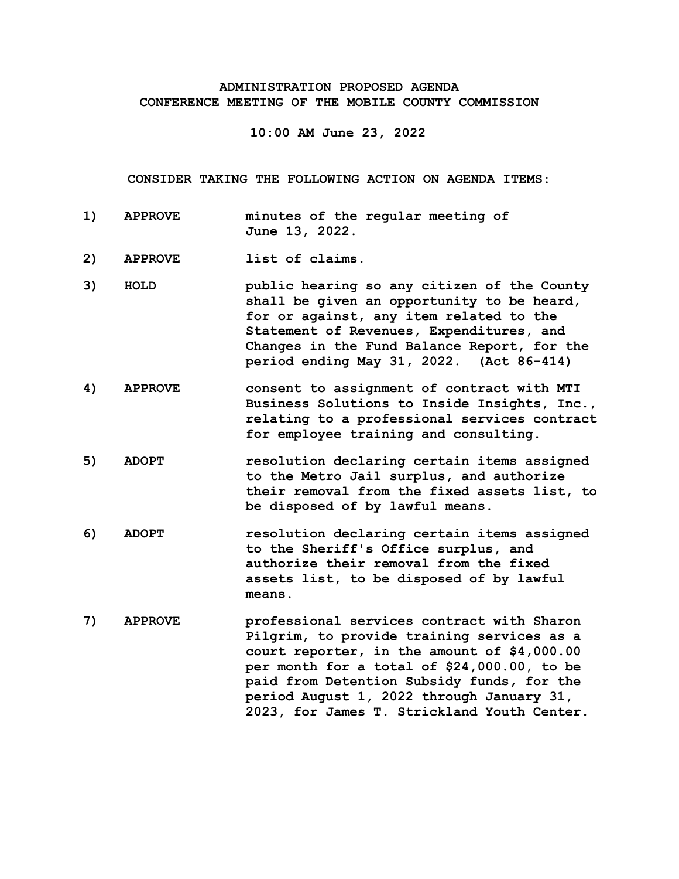**ADMINISTRATION PROPOSED AGENDA**
**CONFERENCE MEETING OF THE MOBILE COUNTY COMMISSION**

**10:00 AM June 23, 2022**

**CONSIDER TAKING THE FOLLOWING ACTION ON AGENDA ITEMS:**

| | | |
|---|---|---|
| **1)** | **APPROVE** | **minutes of the regular meeting of June 13, 2022.** |
| **2)** | **APPROVE** | **list of claims.** |
| **3)** | **HOLD** | **public hearing so any citizen of the County shall be given an opportunity to be heard, for or against, any item related to the Statement of Revenues, Expenditures, and Changes in the Fund Balance Report, for the period ending May 31, 2022. (Act 86-414)** |
| **4)** | **APPROVE** | **consent to assignment of contract with MTI Business Solutions to Inside Insights, Inc., relating to a professional services contract for employee training and consulting.** |
| **5)** | **ADOPT** | **resolution declaring certain items assigned to the Metro Jail surplus, and authorize their removal from the fixed assets list, to be disposed of by lawful means.** |
| **6)** | **ADOPT** | **resolution declaring certain items assigned to the Sheriff's Office surplus, and authorize their removal from the fixed assets list, to be disposed of by lawful means.** |
| **7)** | **APPROVE** | **professional services contract with Sharon Pilgrim, to provide training services as a court reporter, in the amount of $4,000.00 per month for a total of $24,000.00, to be paid from Detention Subsidy funds, for the period August 1, 2022 through January 31, 2023, for James T. Strickland Youth Center.** |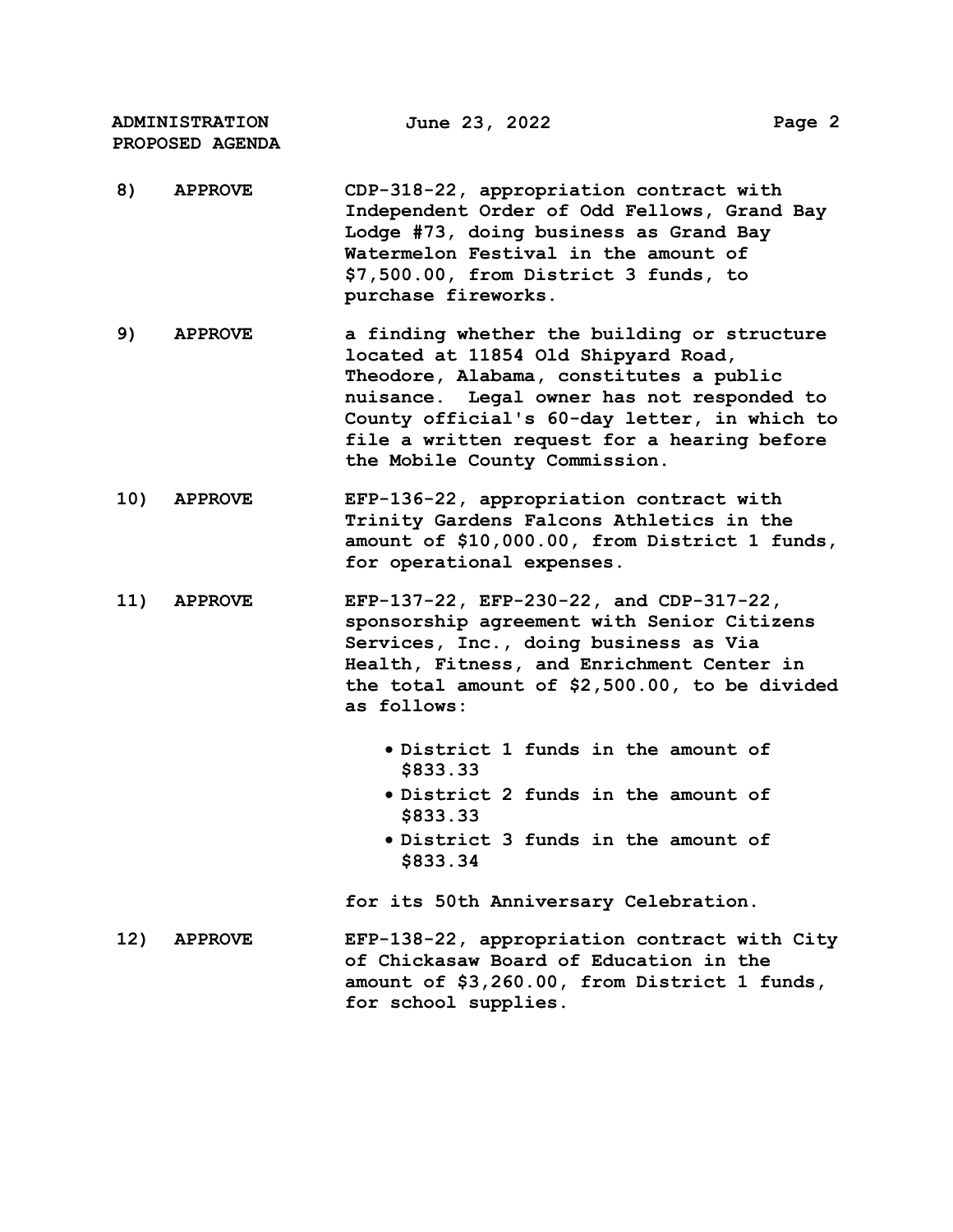8) **APPROVE** CDP-318-22, appropriation contract with Independent Order of Odd Fellows, Grand Bay Lodge #73, doing business as Grand Bay Watermelon Festival in the amount of $7,500.00, from District 3 funds, to purchase fireworks.

9) **APPROVE** a finding whether the building or structure located at 11854 Old Shipyard Road, Theodore, Alabama, constitutes a public nuisance. Legal owner has not responded to County official's 60-day letter, in which to file a written request for a hearing before the Mobile County Commission.

10) **APPROVE** EFP-136-22, appropriation contract with Trinity Gardens Falcons Athletics in the amount of $10,000.00, from District 1 funds, for operational expenses.

11) **APPROVE** EFP-137-22, EFP-230-22, and CDP-317-22, sponsorship agreement with Senior Citizens Services, Inc., doing business as Via Health, Fitness, and Enrichment Center in the total amount of $2,500.00, to be divided as follows:

- District 1 funds in the amount of $833.33
- District 2 funds in the amount of $833.33
- District 3 funds in the amount of $833.34

for its 50th Anniversary Celebration.

12) **APPROVE** EFP-138-22, appropriation contract with City of Chickasaw Board of Education in the amount of $3,260.00, from District 1 funds, for school supplies.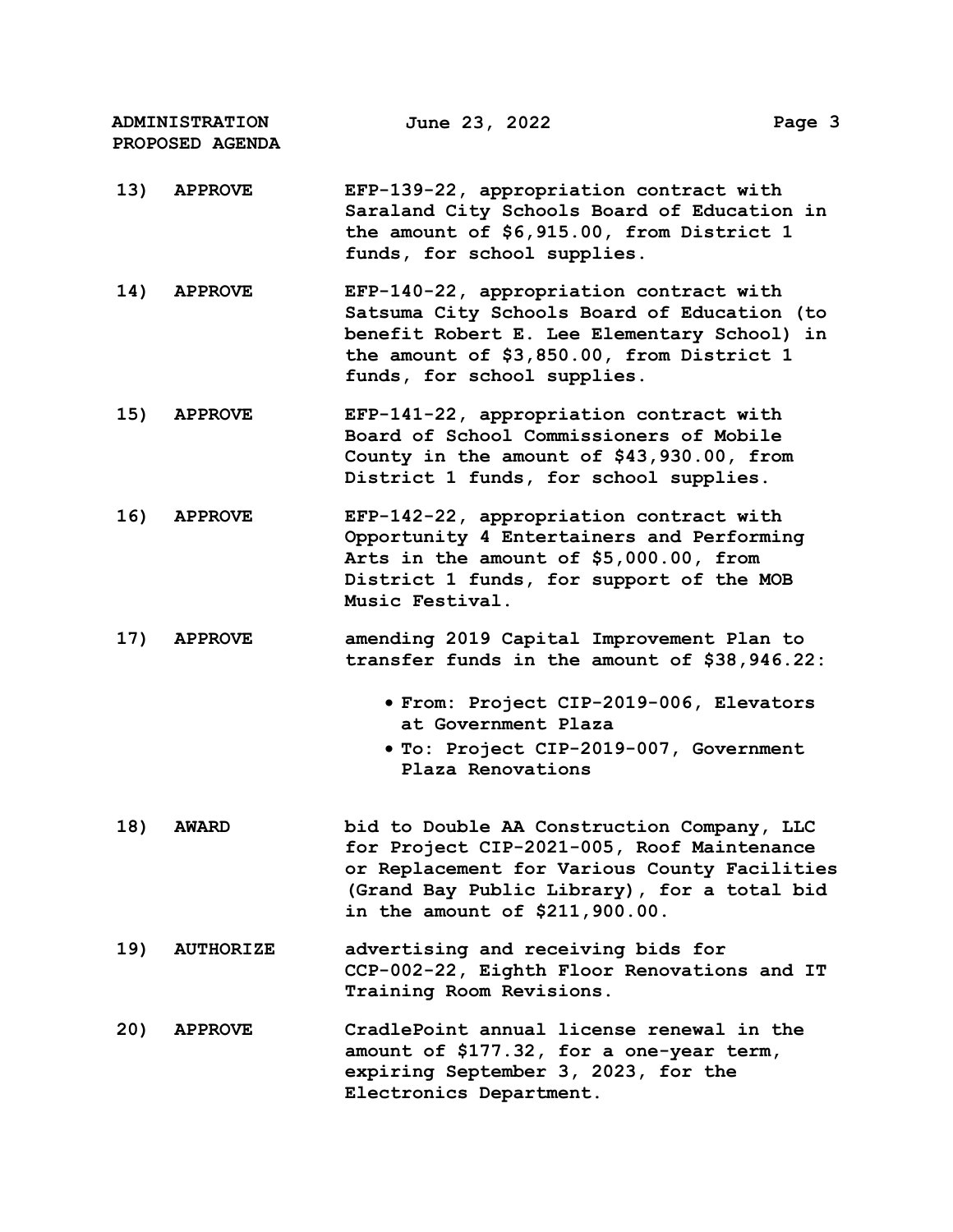13) **APPROVE** EFP-139-22, appropriation contract with Saraland City Schools Board of Education in the amount of $6,915.00, from District 1 funds, for school supplies.

14) **APPROVE** EFP-140-22, appropriation contract with Satsuma City Schools Board of Education (to benefit Robert E. Lee Elementary School) in the amount of $3,850.00, from District 1 funds, for school supplies.

15) **APPROVE** EFP-141-22, appropriation contract with Board of School Commissioners of Mobile County in the amount of $43,930.00, from District 1 funds, for school supplies.

16) **APPROVE** EFP-142-22, appropriation contract with Opportunity 4 Entertainers and Performing Arts in the amount of $5,000.00, from District 1 funds, for support of the MOB Music Festival.

17) **APPROVE** amending 2019 Capital Improvement Plan to transfer funds in the amount of $38,946.22:

- From: Project CIP-2019-006, Elevators at Government Plaza
- To: Project CIP-2019-007, Government Plaza Renovations

18) **AWARD** bid to Double AA Construction Company, LLC for Project CIP-2021-005, Roof Maintenance or Replacement for Various County Facilities (Grand Bay Public Library), for a total bid in the amount of $211,900.00.

19) **AUTHORIZE** advertising and receiving bids for CCP-002-22, Eighth Floor Renovations and IT Training Room Revisions.

20) **APPROVE** CradlePoint annual license renewal in the amount of $177.32, for a one-year term, expiring September 3, 2023, for the Electronics Department.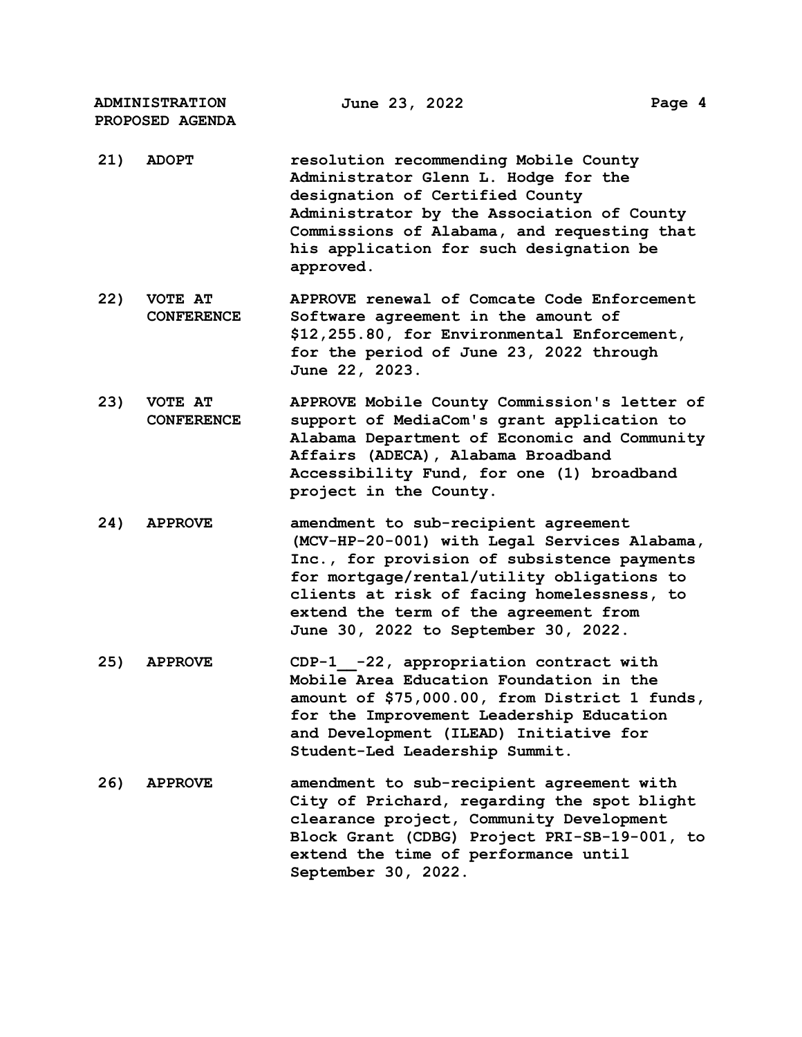21) **ADOPT** resolution recommending Mobile County Administrator Glenn L. Hodge for the designation of Certified County Administrator by the Association of County Commissions of Alabama, and requesting that his application for such designation be approved.

22) **VOTE AT CONFERENCE** APPROVE renewal of Comcate Code Enforcement Software agreement in the amount of $12,255.80, for Environmental Enforcement, for the period of June 23, 2022 through June 22, 2023.

23) **VOTE AT CONFERENCE** APPROVE Mobile County Commission's letter of support of MediaCom's grant application to Alabama Department of Economic and Community Affairs (ADECA), Alabama Broadband Accessibility Fund, for one (1) broadband project in the County.

24) **APPROVE** amendment to sub-recipient agreement (MCV-HP-20-001) with Legal Services Alabama, Inc., for provision of subsistence payments for mortgage/rental/utility obligations to clients at risk of facing homelessness, to extend the term of the agreement from June 30, 2022 to September 30, 2022.

25) **APPROVE** CDP-1__-22, appropriation contract with Mobile Area Education Foundation in the amount of $75,000.00, from District 1 funds, for the Improvement Leadership Education and Development (ILEAD) Initiative for Student-Led Leadership Summit.

26) **APPROVE** amendment to sub-recipient agreement with City of Prichard, regarding the spot blight clearance project, Community Development Block Grant (CDBG) Project PRI-SB-19-001, to extend the time of performance until September 30, 2022.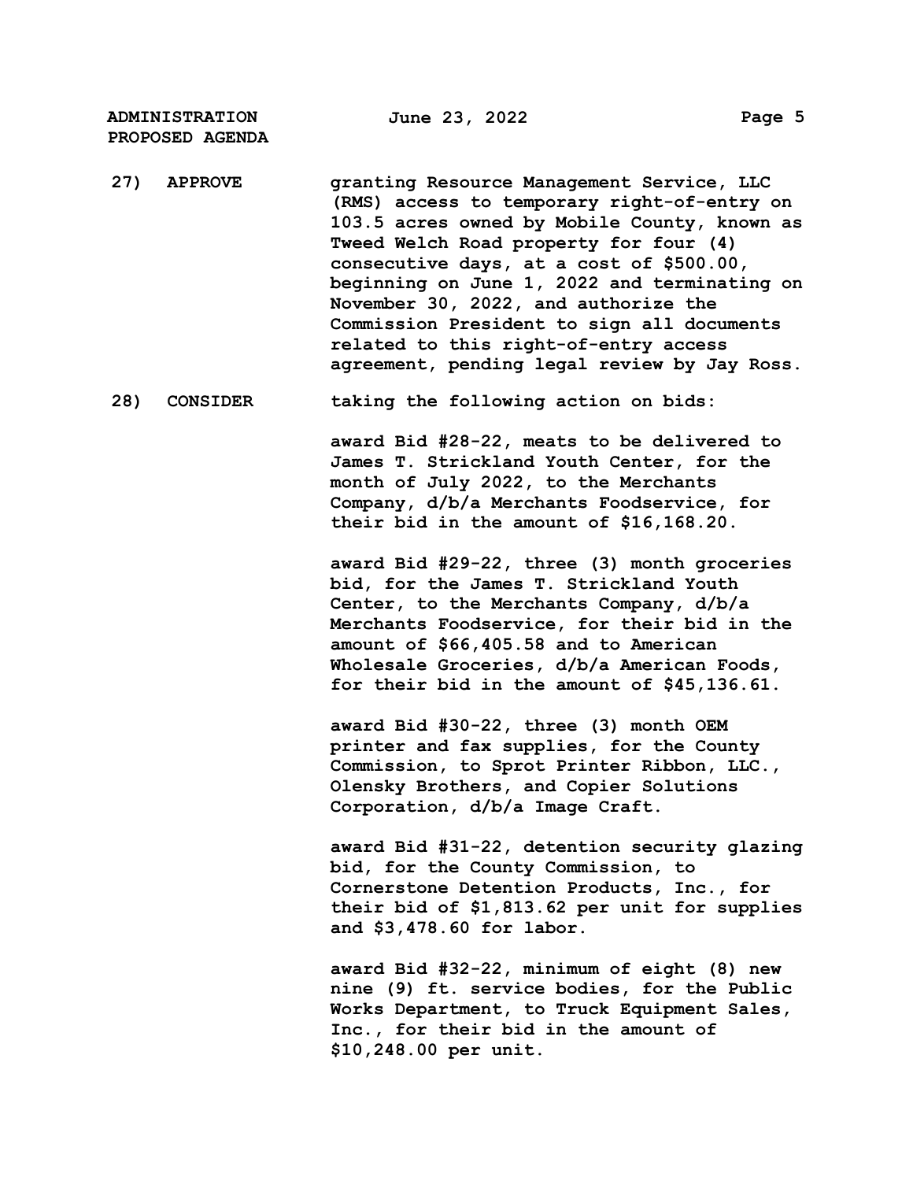27) **APPROVE** granting Resource Management Service, LLC (RMS) access to temporary right-of-entry on 103.5 acres owned by Mobile County, known as Tweed Welch Road property for four (4) consecutive days, at a cost of $500.00, beginning on June 1, 2022 and terminating on November 30, 2022, and authorize the Commission President to sign all documents related to this right-of-entry access agreement, pending legal review by Jay Ross.

28) **CONSIDER** taking the following action on bids:

award Bid #28-22, meats to be delivered to James T. Strickland Youth Center, for the month of July 2022, to the Merchants Company, d/b/a Merchants Foodservice, for their bid in the amount of $16,168.20.

award Bid #29-22, three (3) month groceries bid, for the James T. Strickland Youth Center, to the Merchants Company, d/b/a Merchants Foodservice, for their bid in the amount of $66,405.58 and to American Wholesale Groceries, d/b/a American Foods, for their bid in the amount of $45,136.61.

award Bid #30-22, three (3) month OEM printer and fax supplies, for the County Commission, to Sprot Printer Ribbon, LLC., Olensky Brothers, and Copier Solutions Corporation, d/b/a Image Craft.

award Bid #31-22, detention security glazing bid, for the County Commission, to Cornerstone Detention Products, Inc., for their bid of $1,813.62 per unit for supplies and $3,478.60 for labor.

award Bid #32-22, minimum of eight (8) new nine (9) ft. service bodies, for the Public Works Department, to Truck Equipment Sales, Inc., for their bid in the amount of $10,248.00 per unit.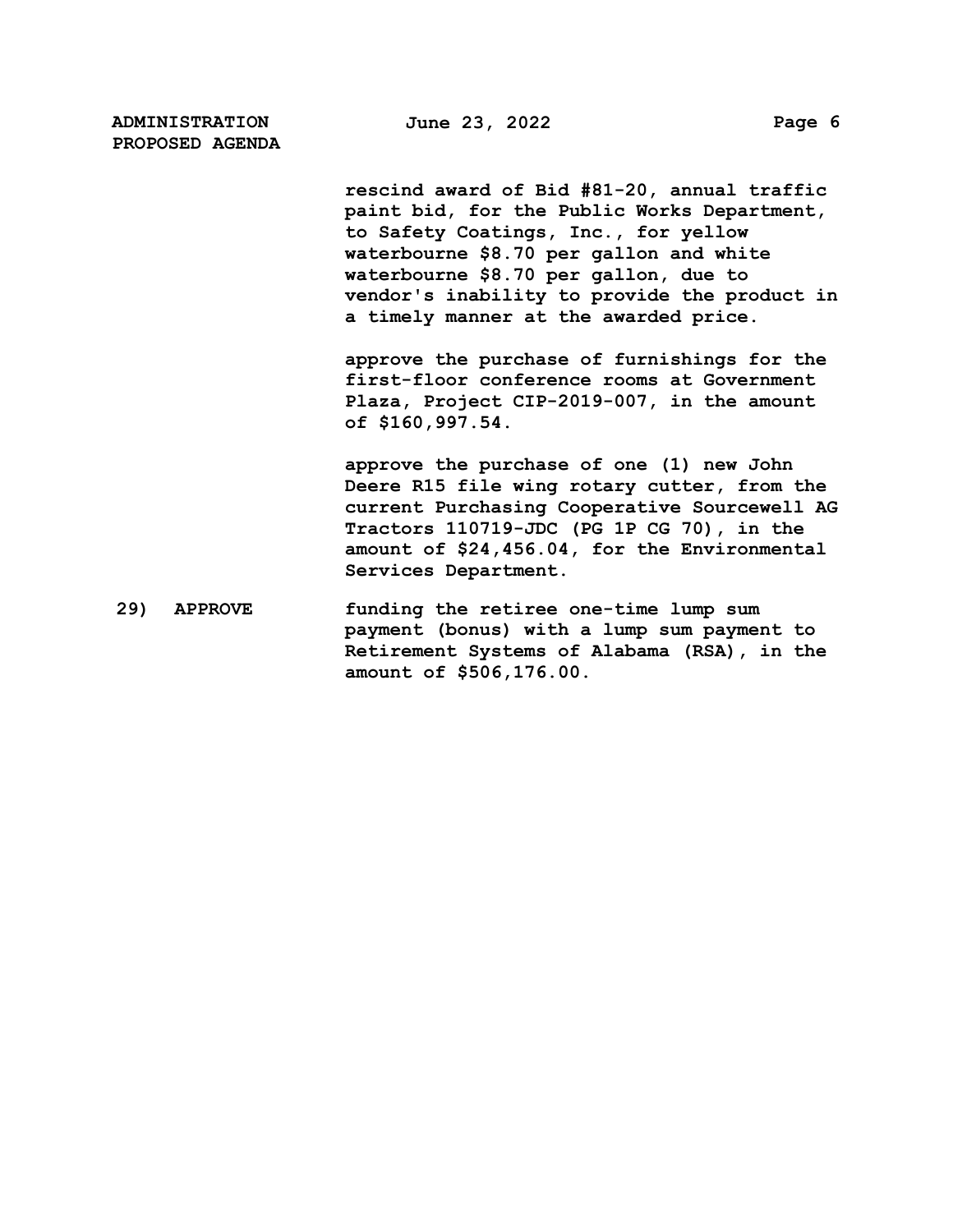rescind award of Bid #81-20, annual traffic paint bid, for the Public Works Department, to Safety Coatings, Inc., for yellow waterbourne $8.70 per gallon and white waterbourne $8.70 per gallon, due to vendor's inability to provide the product in a timely manner at the awarded price.

approve the purchase of furnishings for the first-floor conference rooms at Government Plaza, Project CIP-2019-007, in the amount of $160,997.54.

approve the purchase of one (1) new John Deere R15 file wing rotary cutter, from the current Purchasing Cooperative Sourcewell AG Tractors 110719-JDC (PG 1P CG 70), in the amount of $24,456.04, for the Environmental Services Department.

**29) APPROVE** funding the retiree one-time lump sum payment (bonus) with a lump sum payment to Retirement Systems of Alabama (RSA), in the amount of $506,176.00.